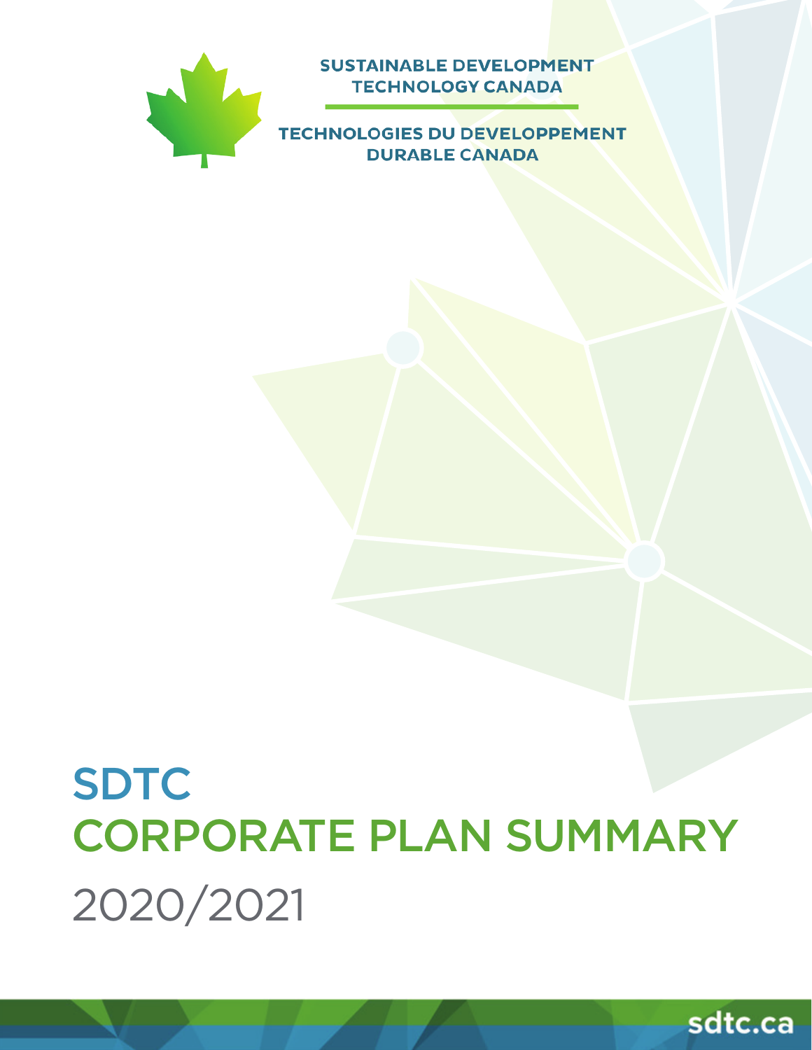SUSTAINABLE DEVELOPMENT TECHNOLOGY CANADA

TECHNOLOGIES DU DEVELOPPEMENT DURABLE CANADA

# SDTC CORPORATE PLAN SUMMARY

## 2020/2021

sdtc.ca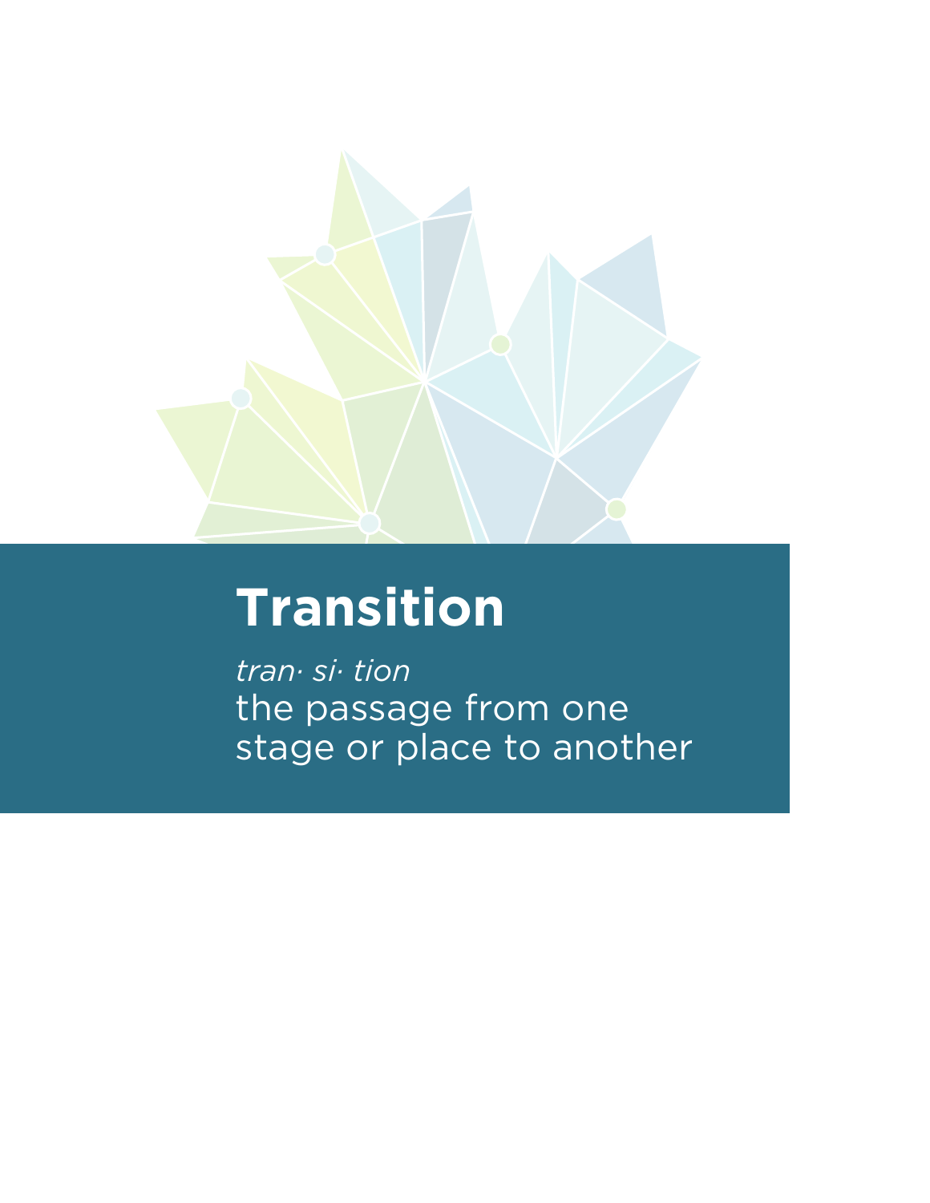# Transition

*tran· si· tion*
the passage from one stage or place to another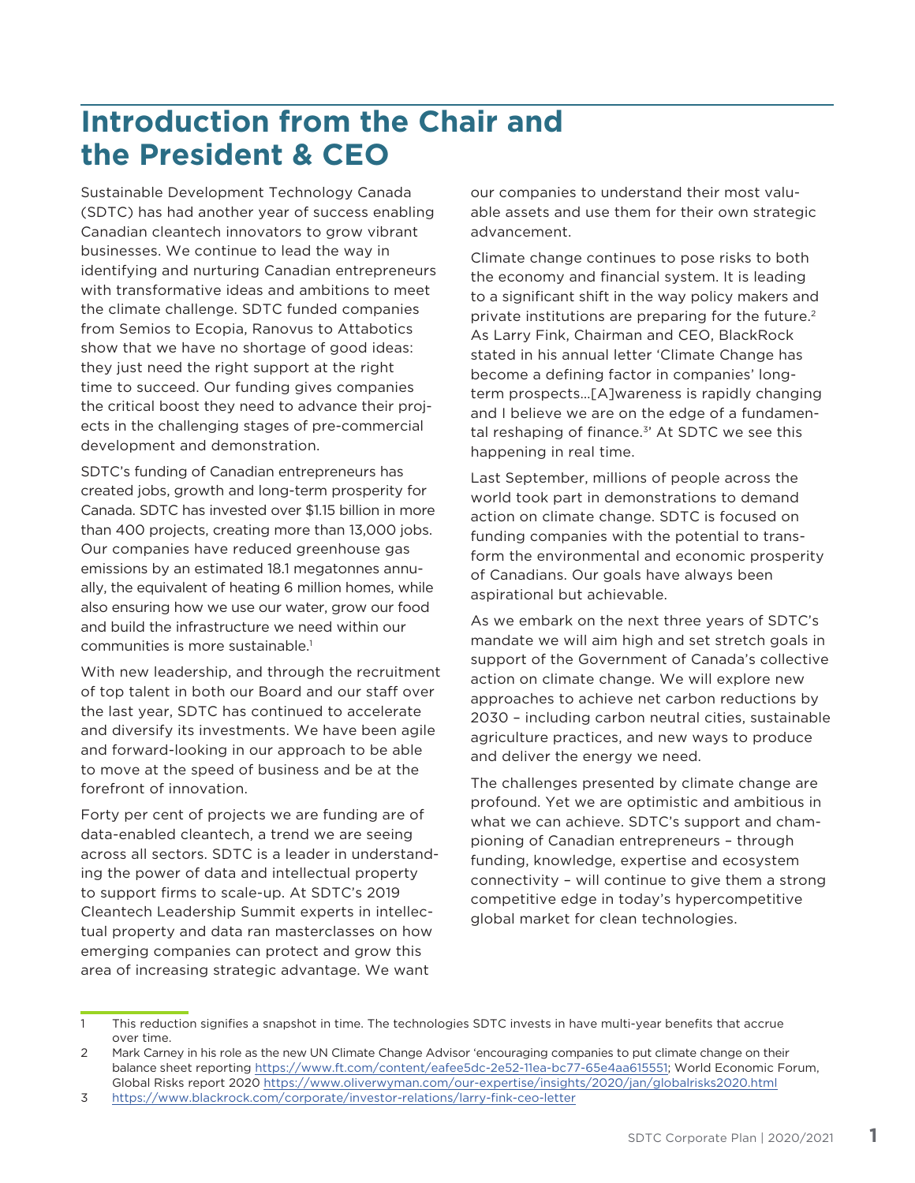# Introduction from the Chair and the President & CEO

Sustainable Development Technology Canada (SDTC) has had another year of success enabling Canadian cleantech innovators to grow vibrant businesses. We continue to lead the way in identifying and nurturing Canadian entrepreneurs with transformative ideas and ambitions to meet the climate challenge. SDTC funded companies from Semios to Ecopia, Ranovus to Attabotics show that we have no shortage of good ideas: they just need the right support at the right time to succeed. Our funding gives companies the critical boost they need to advance their projects in the challenging stages of pre-commercial development and demonstration.

SDTC's funding of Canadian entrepreneurs has created jobs, growth and long-term prosperity for Canada. SDTC has invested over $1.15 billion in more than 400 projects, creating more than 13,000 jobs. Our companies have reduced greenhouse gas emissions by an estimated 18.1 megatonnes annually, the equivalent of heating 6 million homes, while also ensuring how we use our water, grow our food and build the infrastructure we need within our communities is more sustainable.[1]

With new leadership, and through the recruitment of top talent in both our Board and our staff over the last year, SDTC has continued to accelerate and diversify its investments. We have been agile and forward-looking in our approach to be able to move at the speed of business and be at the forefront of innovation.

Forty per cent of projects we are funding are of data-enabled cleantech, a trend we are seeing across all sectors. SDTC is a leader in understanding the power of data and intellectual property to support firms to scale-up. At SDTC's 2019 Cleantech Leadership Summit experts in intellectual property and data ran masterclasses on how emerging companies can protect and grow this area of increasing strategic advantage. We want our companies to understand their most valuable assets and use them for their own strategic advancement.

Climate change continues to pose risks to both the economy and financial system. It is leading to a significant shift in the way policy makers and private institutions are preparing for the future.[2] As Larry Fink, Chairman and CEO, BlackRock stated in his annual letter 'Climate Change has become a defining factor in companies' long-term prospects…[A]wareness is rapidly changing and I believe we are on the edge of a fundamental reshaping of finance.[3]' At SDTC we see this happening in real time.

Last September, millions of people across the world took part in demonstrations to demand action on climate change. SDTC is focused on funding companies with the potential to transform the environmental and economic prosperity of Canadians. Our goals have always been aspirational but achievable.

As we embark on the next three years of SDTC's mandate we will aim high and set stretch goals in support of the Government of Canada's collective action on climate change. We will explore new approaches to achieve net carbon reductions by 2030 – including carbon neutral cities, sustainable agriculture practices, and new ways to produce and deliver the energy we need.

The challenges presented by climate change are profound. Yet we are optimistic and ambitious in what we can achieve. SDTC's support and championing of Canadian entrepreneurs – through funding, knowledge, expertise and ecosystem connectivity – will continue to give them a strong competitive edge in today's hypercompetitive global market for clean technologies.

---

1 This reduction signifies a snapshot in time. The technologies SDTC invests in have multi-year benefits that accrue over time.

2 Mark Carney in his role as the new UN Climate Change Advisor 'encouraging companies to put climate change on their balance sheet reporting https://www.ft.com/content/eafee5dc-2e52-11ea-bc77-65e4aa615551; World Economic Forum, Global Risks report 2020 https://www.oliverwyman.com/our-expertise/insights/2020/jan/globalrisks2020.html

3 https://www.blackrock.com/corporate/investor-relations/larry-fink-ceo-letter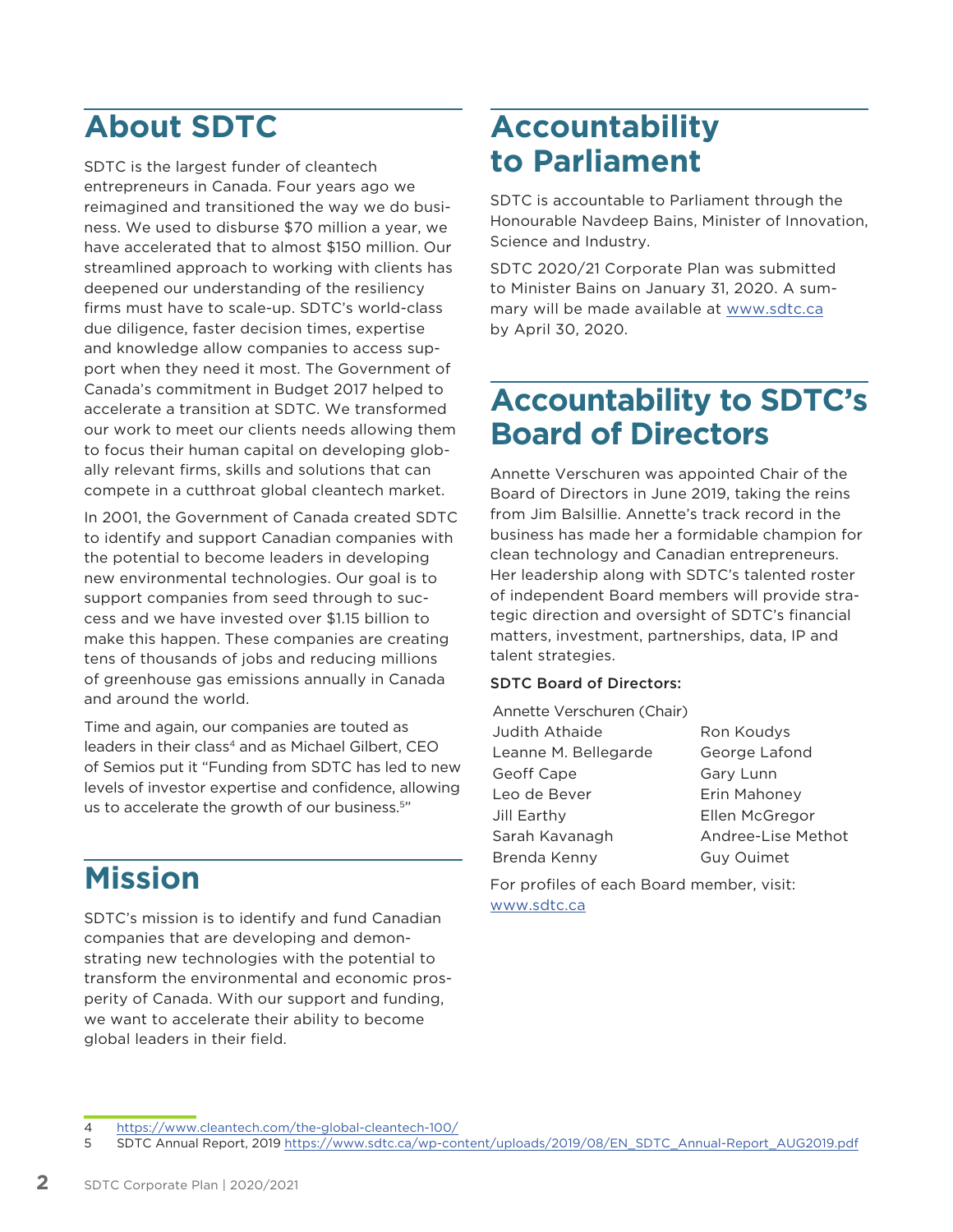## About SDTC

SDTC is the largest funder of cleantech entrepreneurs in Canada. Four years ago we reimagined and transitioned the way we do business. We used to disburse $70 million a year, we have accelerated that to almost $150 million. Our streamlined approach to working with clients has deepened our understanding of the resiliency firms must have to scale-up. SDTC's world-class due diligence, faster decision times, expertise and knowledge allow companies to access support when they need it most. The Government of Canada's commitment in Budget 2017 helped to accelerate a transition at SDTC. We transformed our work to meet our clients needs allowing them to focus their human capital on developing globally relevant firms, skills and solutions that can compete in a cutthroat global cleantech market.

In 2001, the Government of Canada created SDTC to identify and support Canadian companies with the potential to become leaders in developing new environmental technologies. Our goal is to support companies from seed through to success and we have invested over $1.15 billion to make this happen. These companies are creating tens of thousands of jobs and reducing millions of greenhouse gas emissions annually in Canada and around the world.

Time and again, our companies are touted as leaders in their class[4] and as Michael Gilbert, CEO of Semios put it "Funding from SDTC has led to new levels of investor expertise and confidence, allowing us to accelerate the growth of our business.[5]"

## Mission

SDTC's mission is to identify and fund Canadian companies that are developing and demonstrating new technologies with the potential to transform the environmental and economic prosperity of Canada. With our support and funding, we want to accelerate their ability to become global leaders in their field.

## Accountability to Parliament

SDTC is accountable to Parliament through the Honourable Navdeep Bains, Minister of Innovation, Science and Industry.

SDTC 2020/21 Corporate Plan was submitted to Minister Bains on January 31, 2020. A summary will be made available at www.sdtc.ca by April 30, 2020.

## Accountability to SDTC's Board of Directors

Annette Verschuren was appointed Chair of the Board of Directors in June 2019, taking the reins from Jim Balsillie. Annette's track record in the business has made her a formidable champion for clean technology and Canadian entrepreneurs. Her leadership along with SDTC's talented roster of independent Board members will provide strategic direction and oversight of SDTC's financial matters, investment, partnerships, data, IP and talent strategies.

**SDTC Board of Directors:**

Annette Verschuren (Chair)
Judith Athaide
Leanne M. Bellegarde
Geoff Cape
Leo de Bever
Jill Earthy
Sarah Kavanagh
Brenda Kenny
Ron Koudys
George Lafond
Gary Lunn
Erin Mahoney
Ellen McGregor
Andree-Lise Methot
Guy Ouimet

For profiles of each Board member, visit: www.sdtc.ca

4 https://www.cleantech.com/the-global-cleantech-100/
5 SDTC Annual Report, 2019 https://www.sdtc.ca/wp-content/uploads/2019/08/EN_SDTC_Annual-Report_AUG2019.pdf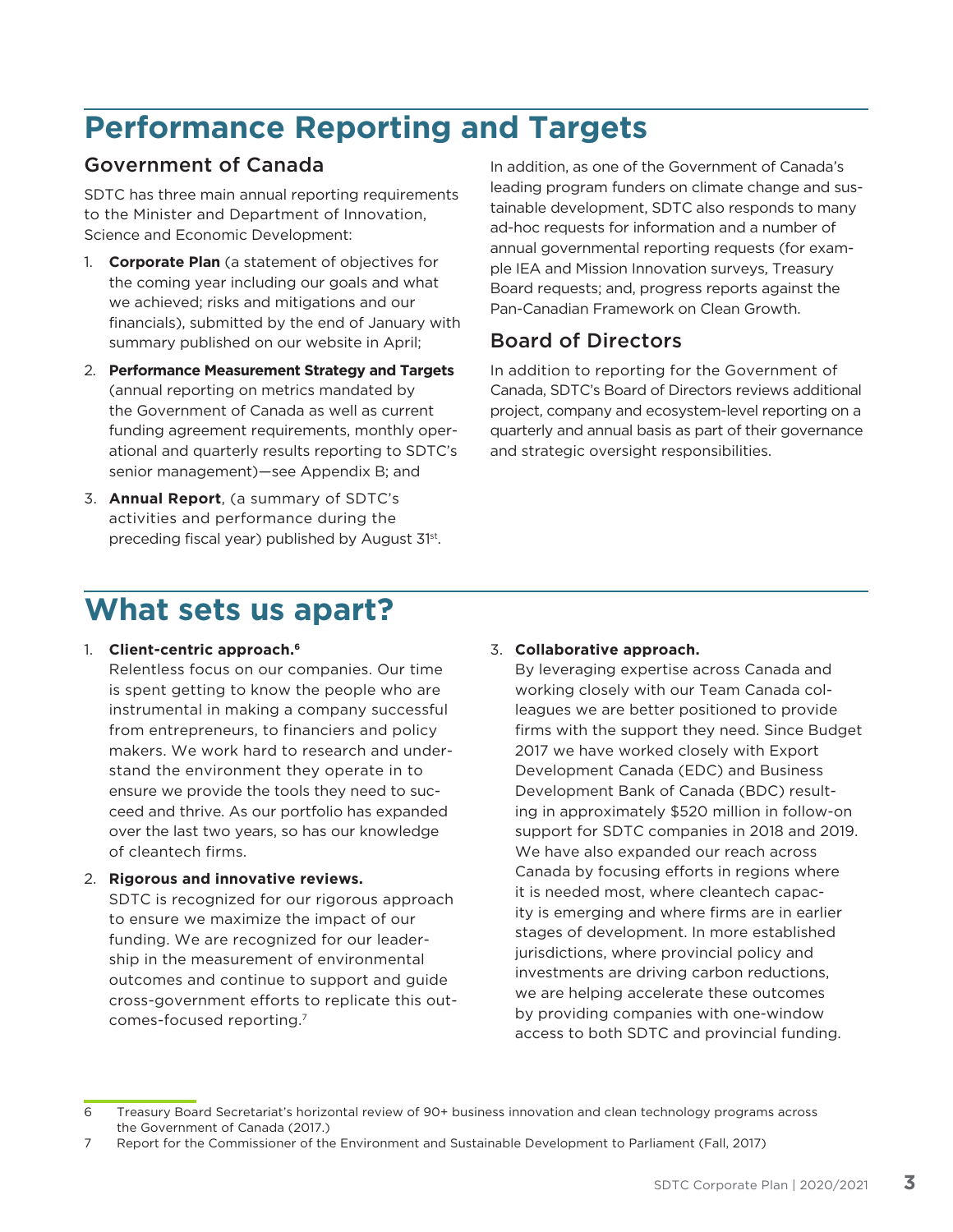# Performance Reporting and Targets

## Government of Canada

SDTC has three main annual reporting requirements to the Minister and Department of Innovation, Science and Economic Development:

1. **Corporate Plan** (a statement of objectives for the coming year including our goals and what we achieved; risks and mitigations and our financials), submitted by the end of January with summary published on our website in April;
2. **Performance Measurement Strategy and Targets** (annual reporting on metrics mandated by the Government of Canada as well as current funding agreement requirements, monthly operational and quarterly results reporting to SDTC's senior management)—see Appendix B; and
3. **Annual Report**, (a summary of SDTC's activities and performance during the preceding fiscal year) published by August 31st.

In addition, as one of the Government of Canada's leading program funders on climate change and sustainable development, SDTC also responds to many ad-hoc requests for information and a number of annual governmental reporting requests (for example IEA and Mission Innovation surveys, Treasury Board requests; and, progress reports against the Pan-Canadian Framework on Clean Growth.

## Board of Directors

In addition to reporting for the Government of Canada, SDTC's Board of Directors reviews additional project, company and ecosystem-level reporting on a quarterly and annual basis as part of their governance and strategic oversight responsibilities.

# What sets us apart?

1. **Client-centric approach.**[6]
   Relentless focus on our companies. Our time is spent getting to know the people who are instrumental in making a company successful from entrepreneurs, to financiers and policy makers. We work hard to research and understand the environment they operate in to ensure we provide the tools they need to succeed and thrive. As our portfolio has expanded over the last two years, so has our knowledge of cleantech firms.
2. **Rigorous and innovative reviews.**
   SDTC is recognized for our rigorous approach to ensure we maximize the impact of our funding. We are recognized for our leadership in the measurement of environmental outcomes and continue to support and guide cross-government efforts to replicate this outcomes-focused reporting.[7]
3. **Collaborative approach.**
   By leveraging expertise across Canada and working closely with our Team Canada colleagues we are better positioned to provide firms with the support they need. Since Budget 2017 we have worked closely with Export Development Canada (EDC) and Business Development Bank of Canada (BDC) resulting in approximately $520 million in follow-on support for SDTC companies in 2018 and 2019. We have also expanded our reach across Canada by focusing efforts in regions where it is needed most, where cleantech capacity is emerging and where firms are in earlier stages of development. In more established jurisdictions, where provincial policy and investments are driving carbon reductions, we are helping accelerate these outcomes by providing companies with one-window access to both SDTC and provincial funding.

---

6 Treasury Board Secretariat's horizontal review of 90+ business innovation and clean technology programs across the Government of Canada (2017.)

7 Report for the Commissioner of the Environment and Sustainable Development to Parliament (Fall, 2017)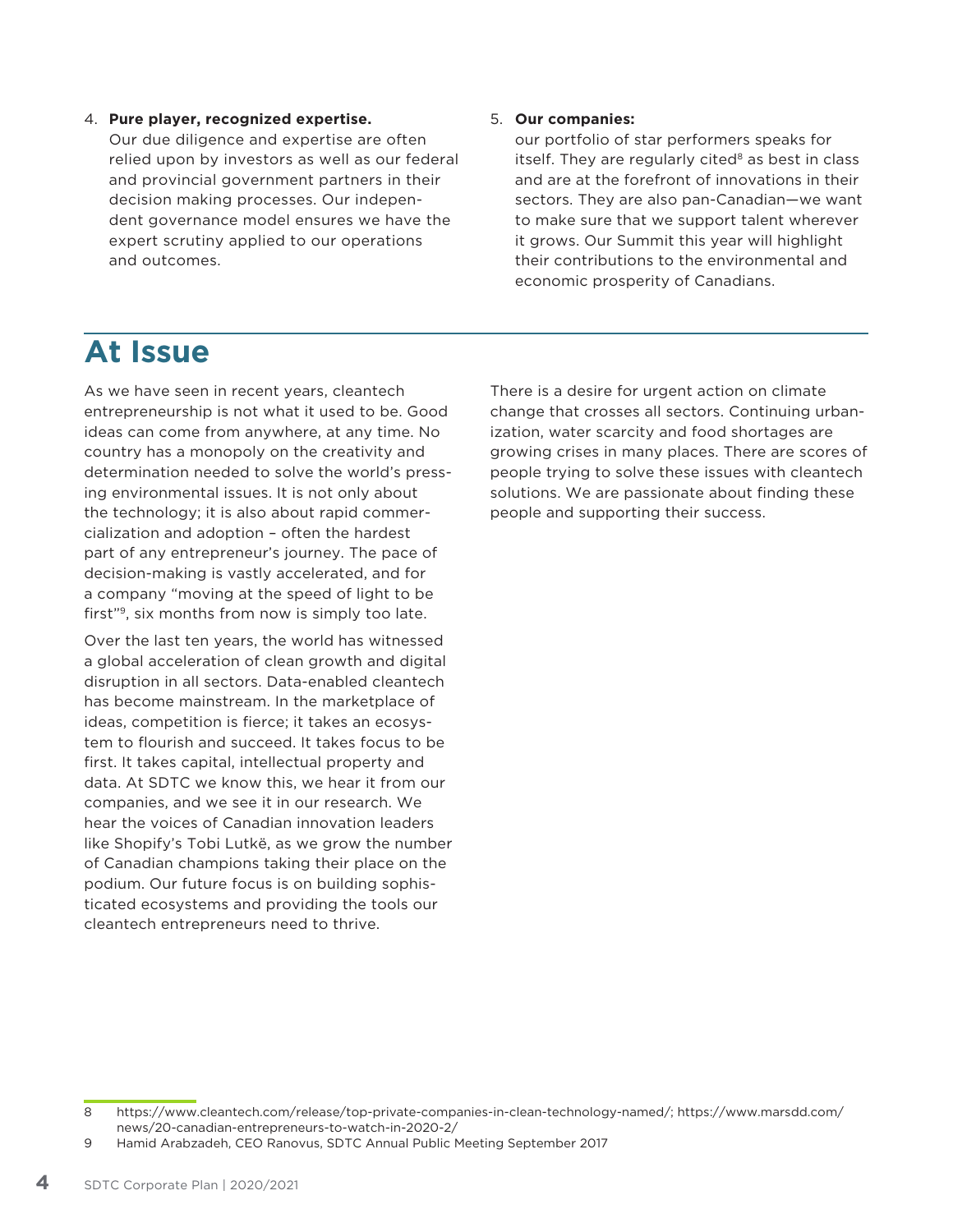4. **Pure player, recognized expertise.** Our due diligence and expertise are often relied upon by investors as well as our federal and provincial government partners in their decision making processes. Our independent governance model ensures we have the expert scrutiny applied to our operations and outcomes.

5. **Our companies:** our portfolio of star performers speaks for itself. They are regularly cited[8] as best in class and are at the forefront of innovations in their sectors. They are also pan-Canadian—we want to make sure that we support talent wherever it grows. Our Summit this year will highlight their contributions to the environmental and economic prosperity of Canadians.

## At Issue

As we have seen in recent years, cleantech entrepreneurship is not what it used to be. Good ideas can come from anywhere, at any time. No country has a monopoly on the creativity and determination needed to solve the world's pressing environmental issues. It is not only about the technology; it is also about rapid commercialization and adoption – often the hardest part of any entrepreneur's journey. The pace of decision-making is vastly accelerated, and for a company "moving at the speed of light to be first"[9], six months from now is simply too late.

Over the last ten years, the world has witnessed a global acceleration of clean growth and digital disruption in all sectors. Data-enabled cleantech has become mainstream. In the marketplace of ideas, competition is fierce; it takes an ecosystem to flourish and succeed. It takes focus to be first. It takes capital, intellectual property and data. At SDTC we know this, we hear it from our companies, and we see it in our research. We hear the voices of Canadian innovation leaders like Shopify's Tobi Lutkë, as we grow the number of Canadian champions taking their place on the podium. Our future focus is on building sophisticated ecosystems and providing the tools our cleantech entrepreneurs need to thrive.

There is a desire for urgent action on climate change that crosses all sectors. Continuing urbanization, water scarcity and food shortages are growing crises in many places. There are scores of people trying to solve these issues with cleantech solutions. We are passionate about finding these people and supporting their success.

---

8 https://www.cleantech.com/release/top-private-companies-in-clean-technology-named/; https://www.marsdd.com/news/20-canadian-entrepreneurs-to-watch-in-2020-2/

9 Hamid Arabzadeh, CEO Ranovus, SDTC Annual Public Meeting September 2017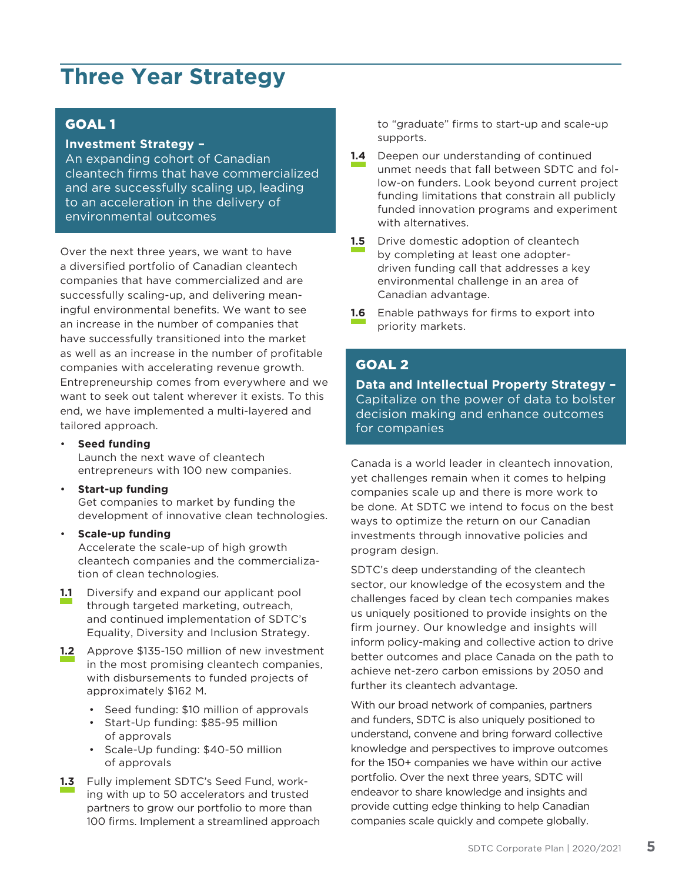# Three Year Strategy

## GOAL 1

**Investment Strategy –**
An expanding cohort of Canadian cleantech firms that have commercialized and are successfully scaling up, leading to an acceleration in the delivery of environmental outcomes

Over the next three years, we want to have a diversified portfolio of Canadian cleantech companies that have commercialized and are successfully scaling-up, and delivering meaningful environmental benefits. We want to see an increase in the number of companies that have successfully transitioned into the market as well as an increase in the number of profitable companies with accelerating revenue growth. Entrepreneurship comes from everywhere and we want to seek out talent wherever it exists. To this end, we have implemented a multi-layered and tailored approach.

- **Seed funding**
  Launch the next wave of cleantech entrepreneurs with 100 new companies.
- **Start-up funding**
  Get companies to market by funding the development of innovative clean technologies.
- **Scale-up funding**
  Accelerate the scale-up of high growth cleantech companies and the commercialization of clean technologies.

**1.1** Diversify and expand our applicant pool through targeted marketing, outreach, and continued implementation of SDTC's Equality, Diversity and Inclusion Strategy.

**1.2** Approve $135-150 million of new investment in the most promising cleantech companies, with disbursements to funded projects of approximately $162 M.

- Seed funding: $10 million of approvals
- Start-Up funding: $85-95 million of approvals
- Scale-Up funding: $40-50 million of approvals

**1.3** Fully implement SDTC's Seed Fund, working with up to 50 accelerators and trusted partners to grow our portfolio to more than 100 firms. Implement a streamlined approach to "graduate" firms to start-up and scale-up supports.

**1.4** Deepen our understanding of continued unmet needs that fall between SDTC and follow-on funders. Look beyond current project funding limitations that constrain all publicly funded innovation programs and experiment with alternatives.

**1.5** Drive domestic adoption of cleantech by completing at least one adopter-driven funding call that addresses a key environmental challenge in an area of Canadian advantage.

**1.6** Enable pathways for firms to export into priority markets.

## GOAL 2

**Data and Intellectual Property Strategy –**
Capitalize on the power of data to bolster decision making and enhance outcomes for companies

Canada is a world leader in cleantech innovation, yet challenges remain when it comes to helping companies scale up and there is more work to be done. At SDTC we intend to focus on the best ways to optimize the return on our Canadian investments through innovative policies and program design.

SDTC's deep understanding of the cleantech sector, our knowledge of the ecosystem and the challenges faced by clean tech companies makes us uniquely positioned to provide insights on the firm journey. Our knowledge and insights will inform policy-making and collective action to drive better outcomes and place Canada on the path to achieve net-zero carbon emissions by 2050 and further its cleantech advantage.

With our broad network of companies, partners and funders, SDTC is also uniquely positioned to understand, convene and bring forward collective knowledge and perspectives to improve outcomes for the 150+ companies we have within our active portfolio. Over the next three years, SDTC will endeavor to share knowledge and insights and provide cutting edge thinking to help Canadian companies scale quickly and compete globally.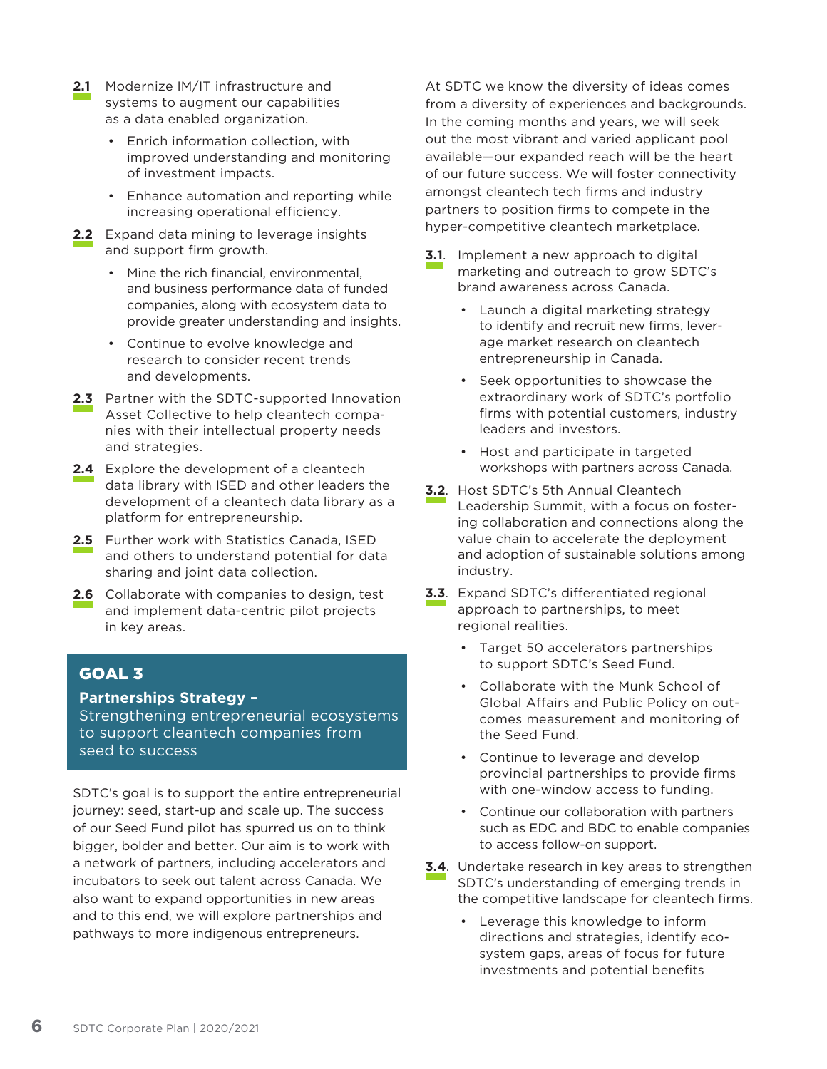**2.1** Modernize IM/IT infrastructure and systems to augment our capabilities as a data enabled organization.

- Enrich information collection, with improved understanding and monitoring of investment impacts.
- Enhance automation and reporting while increasing operational efficiency.

**2.2** Expand data mining to leverage insights and support firm growth.

- Mine the rich financial, environmental, and business performance data of funded companies, along with ecosystem data to provide greater understanding and insights.
- Continue to evolve knowledge and research to consider recent trends and developments.

**2.3** Partner with the SDTC-supported Innovation Asset Collective to help cleantech companies with their intellectual property needs and strategies.

**2.4** Explore the development of a cleantech data library with ISED and other leaders the development of a cleantech data library as a platform for entrepreneurship.

**2.5** Further work with Statistics Canada, ISED and others to understand potential for data sharing and joint data collection.

**2.6** Collaborate with companies to design, test and implement data-centric pilot projects in key areas.

## GOAL 3

**Partnerships Strategy –**
Strengthening entrepreneurial ecosystems to support cleantech companies from seed to success

SDTC's goal is to support the entire entrepreneurial journey: seed, start-up and scale up. The success of our Seed Fund pilot has spurred us on to think bigger, bolder and better. Our aim is to work with a network of partners, including accelerators and incubators to seek out talent across Canada. We also want to expand opportunities in new areas and to this end, we will explore partnerships and pathways to more indigenous entrepreneurs.

At SDTC we know the diversity of ideas comes from a diversity of experiences and backgrounds. In the coming months and years, we will seek out the most vibrant and varied applicant pool available—our expanded reach will be the heart of our future success. We will foster connectivity amongst cleantech tech firms and industry partners to position firms to compete in the hyper-competitive cleantech marketplace.

**3.1**. Implement a new approach to digital marketing and outreach to grow SDTC's brand awareness across Canada.

- Launch a digital marketing strategy to identify and recruit new firms, leverage market research on cleantech entrepreneurship in Canada.
- Seek opportunities to showcase the extraordinary work of SDTC's portfolio firms with potential customers, industry leaders and investors.
- Host and participate in targeted workshops with partners across Canada.

**3.2**. Host SDTC's 5th Annual Cleantech Leadership Summit, with a focus on fostering collaboration and connections along the value chain to accelerate the deployment and adoption of sustainable solutions among industry.

**3.3**. Expand SDTC's differentiated regional approach to partnerships, to meet regional realities.

- Target 50 accelerators partnerships to support SDTC's Seed Fund.
- Collaborate with the Munk School of Global Affairs and Public Policy on outcomes measurement and monitoring of the Seed Fund.
- Continue to leverage and develop provincial partnerships to provide firms with one-window access to funding.
- Continue our collaboration with partners such as EDC and BDC to enable companies to access follow-on support.

**3.4**. Undertake research in key areas to strengthen SDTC's understanding of emerging trends in the competitive landscape for cleantech firms.

- Leverage this knowledge to inform directions and strategies, identify ecosystem gaps, areas of focus for future investments and potential benefits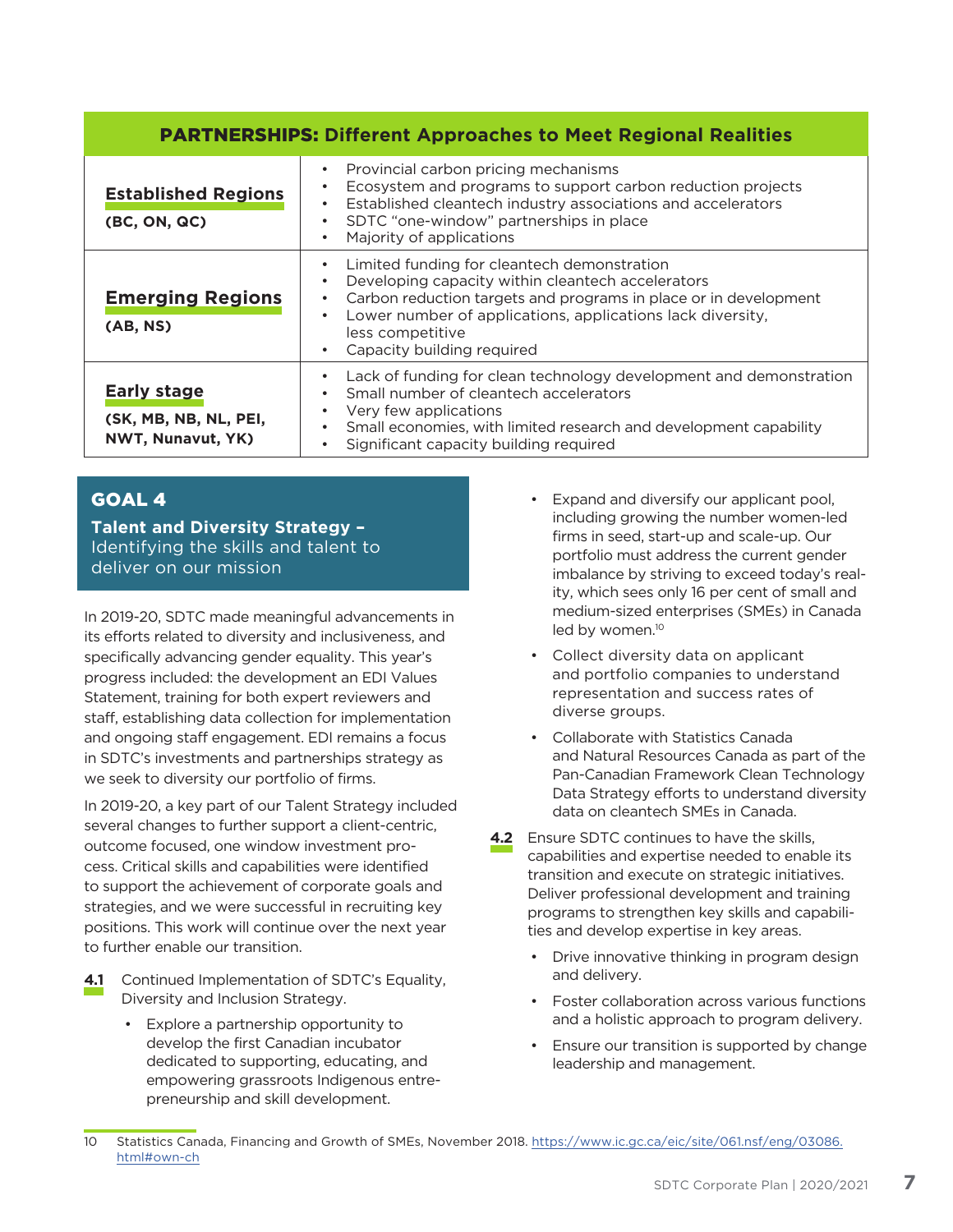| **PARTNERSHIPS:** Different Approaches to Meet Regional Realities | |
|---|---|
| **Established Regions** (BC, ON, QC) | • Provincial carbon pricing mechanisms<br>• Ecosystem and programs to support carbon reduction projects<br>• Established cleantech industry associations and accelerators<br>• SDTC "one-window" partnerships in place<br>• Majority of applications |
| **Emerging Regions** (AB, NS) | • Limited funding for cleantech demonstration<br>• Developing capacity within cleantech accelerators<br>• Carbon reduction targets and programs in place or in development<br>• Lower number of applications, applications lack diversity, less competitive<br>• Capacity building required |
| **Early stage** (SK, MB, NB, NL, PEI, NWT, Nunavut, YK) | • Lack of funding for clean technology development and demonstration<br>• Small number of cleantech accelerators<br>• Very few applications<br>• Small economies, with limited research and development capability<br>• Significant capacity building required |

## GOAL 4

**Talent and Diversity Strategy –** Identifying the skills and talent to deliver on our mission

In 2019-20, SDTC made meaningful advancements in its efforts related to diversity and inclusiveness, and specifically advancing gender equality. This year's progress included: the development an EDI Values Statement, training for both expert reviewers and staff, establishing data collection for implementation and ongoing staff engagement. EDI remains a focus in SDTC's investments and partnerships strategy as we seek to diversity our portfolio of firms.

In 2019-20, a key part of our Talent Strategy included several changes to further support a client-centric, outcome focused, one window investment process. Critical skills and capabilities were identified to support the achievement of corporate goals and strategies, and we were successful in recruiting key positions. This work will continue over the next year to further enable our transition.

**4.1** Continued Implementation of SDTC's Equality, Diversity and Inclusion Strategy.

- Explore a partnership opportunity to develop the first Canadian incubator dedicated to supporting, educating, and empowering grassroots Indigenous entrepreneurship and skill development.
- Expand and diversify our applicant pool, including growing the number women-led firms in seed, start-up and scale-up. Our portfolio must address the current gender imbalance by striving to exceed today's reality, which sees only 16 per cent of small and medium-sized enterprises (SMEs) in Canada led by women.[10]
- Collect diversity data on applicant and portfolio companies to understand representation and success rates of diverse groups.
- Collaborate with Statistics Canada and Natural Resources Canada as part of the Pan-Canadian Framework Clean Technology Data Strategy efforts to understand diversity data on cleantech SMEs in Canada.

**4.2** Ensure SDTC continues to have the skills, capabilities and expertise needed to enable its transition and execute on strategic initiatives. Deliver professional development and training programs to strengthen key skills and capabilities and develop expertise in key areas.

- Drive innovative thinking in program design and delivery.
- Foster collaboration across various functions and a holistic approach to program delivery.
- Ensure our transition is supported by change leadership and management.

10 Statistics Canada, Financing and Growth of SMEs, November 2018. https://www.ic.gc.ca/eic/site/061.nsf/eng/03086.html#own-ch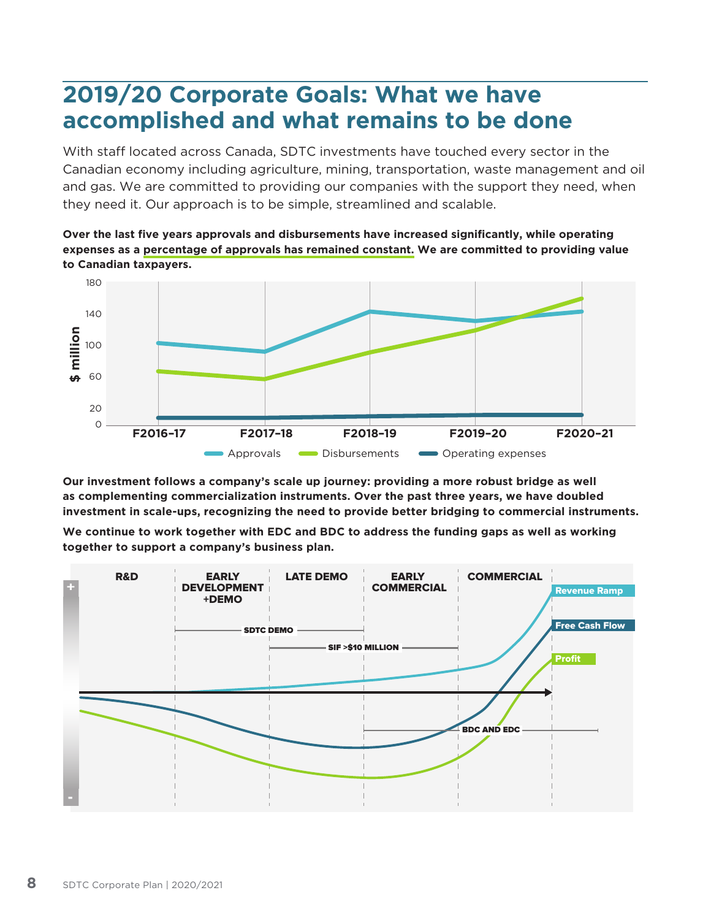# 2019/20 Corporate Goals: What we have accomplished and what remains to be done

With staff located across Canada, SDTC investments have touched every sector in the Canadian economy including agriculture, mining, transportation, waste management and oil and gas. We are committed to providing our companies with the support they need, when they need it. Our approach is to be simple, streamlined and scalable.

**Over the last five years approvals and disbursements have increased significantly, while operating expenses as a percentage of approvals has remained constant. We are committed to providing value to Canadian taxpayers.**

**Our investment follows a company's scale up journey: providing a more robust bridge as well as complementing commercialization instruments. Over the past three years, we have doubled investment in scale-ups, recognizing the need to provide better bridging to commercial instruments.**

**We continue to work together with EDC and BDC to address the funding gaps as well as working together to support a company's business plan.**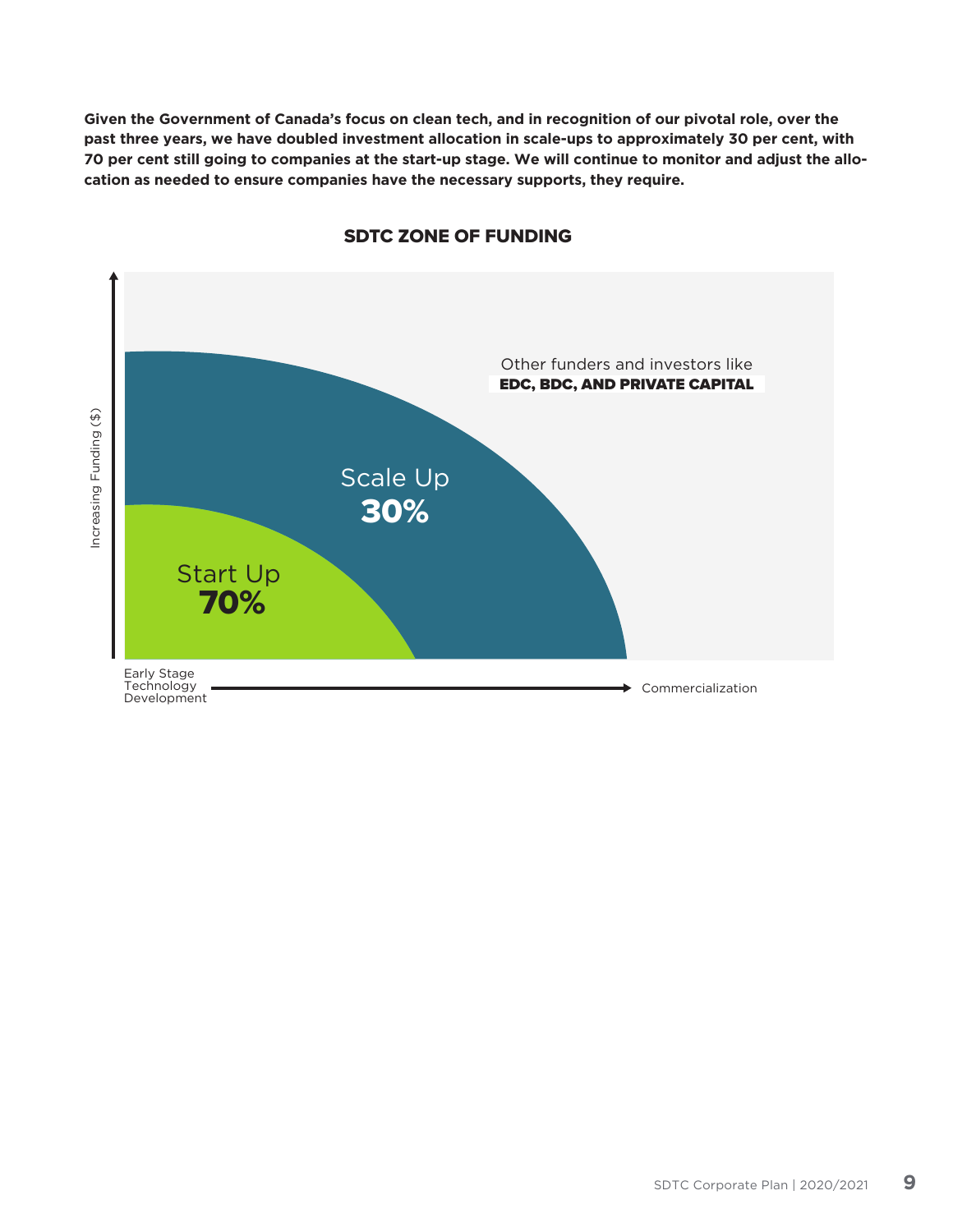**Given the Government of Canada's focus on clean tech, and in recognition of our pivotal role, over the past three years, we have doubled investment allocation in scale-ups to approximately 30 per cent, with 70 per cent still going to companies at the start-up stage. We will continue to monitor and adjust the allocation as needed to ensure companies have the necessary supports, they require.**

**SDTC ZONE OF FUNDING**

Increasing Funding ($)

Other funders and investors like **EDC, BDC, AND PRIVATE CAPITAL**

Scale Up **30%**

Start Up **70%**

Early Stage Technology Development → Commercialization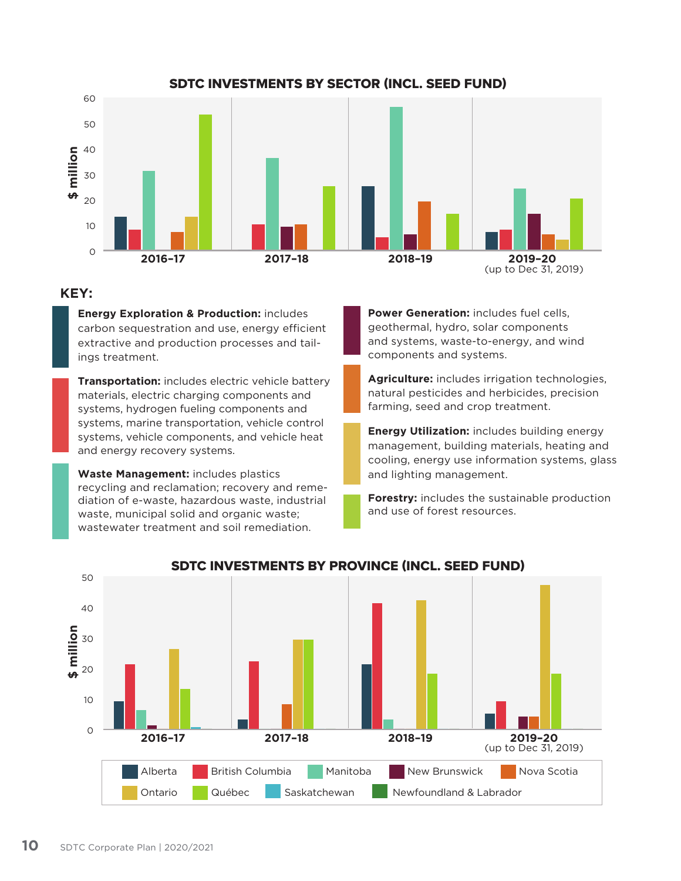## SDTC INVESTMENTS BY SECTOR (INCL. SEED FUND)

$ million

2016–17 | 2017–18 | 2018–19 | 2019–20 (up to Dec 31, 2019)

**KEY:**

**Energy Exploration & Production:** includes carbon sequestration and use, energy efficient extractive and production processes and tailings treatment.

**Transportation:** includes electric vehicle battery materials, electric charging components and systems, hydrogen fueling components and systems, marine transportation, vehicle control systems, vehicle components, and vehicle heat and energy recovery systems.

**Waste Management:** includes plastics recycling and reclamation; recovery and remediation of e-waste, hazardous waste, industrial waste, municipal solid and organic waste; wastewater treatment and soil remediation.

**Power Generation:** includes fuel cells, geothermal, hydro, solar components and systems, waste-to-energy, and wind components and systems.

**Agriculture:** includes irrigation technologies, natural pesticides and herbicides, precision farming, seed and crop treatment.

**Energy Utilization:** includes building energy management, building materials, heating and cooling, energy use information systems, glass and lighting management.

**Forestry:** includes the sustainable production and use of forest resources.

## SDTC INVESTMENTS BY PROVINCE (INCL. SEED FUND)

$ million

2016–17 | 2017–18 | 2018–19 | 2019–20 (up to Dec 31, 2019)

Alberta | British Columbia | Manitoba | New Brunswick | Nova Scotia | Ontario | Québec | Saskatchewan | Newfoundland & Labrador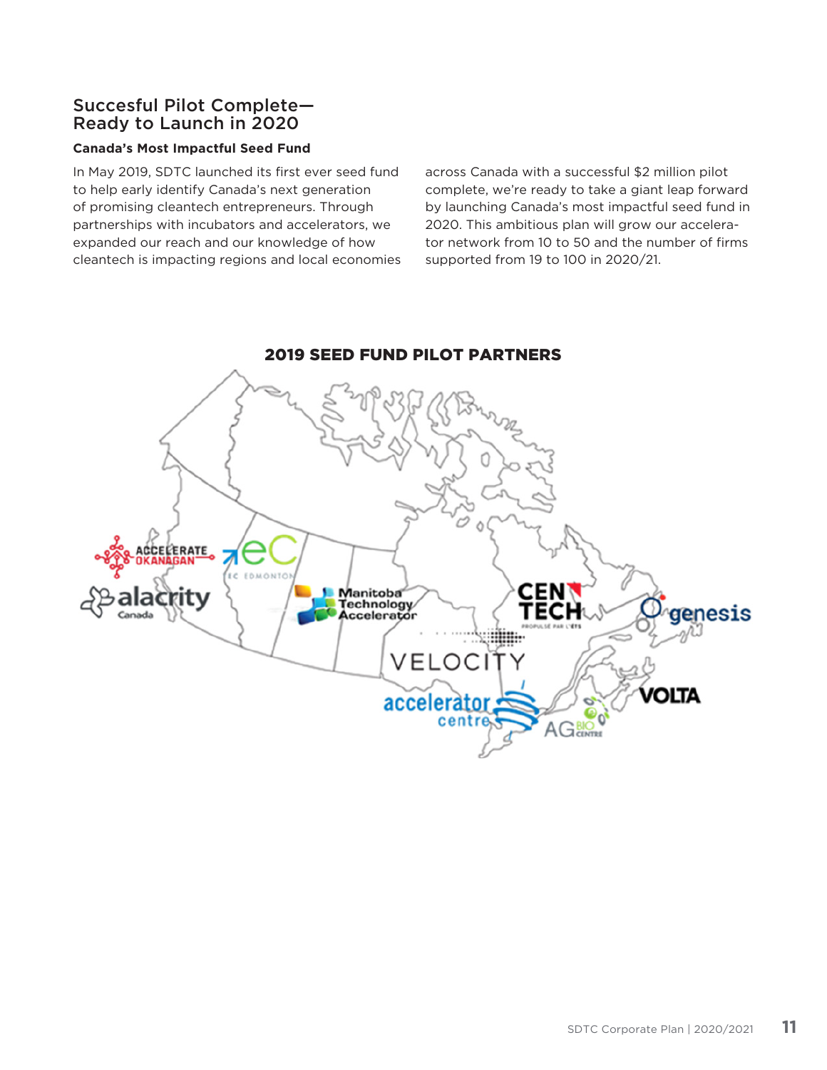## Succesful Pilot Complete— Ready to Launch in 2020

### Canada's Most Impactful Seed Fund

In May 2019, SDTC launched its first ever seed fund to help early identify Canada's next generation of promising cleantech entrepreneurs. Through partnerships with incubators and accelerators, we expanded our reach and our knowledge of how cleantech is impacting regions and local economies across Canada with a successful $2 million pilot complete, we're ready to take a giant leap forward by launching Canada's most impactful seed fund in 2020. This ambitious plan will grow our accelerator network from 10 to 50 and the number of firms supported from 19 to 100 in 2020/21.

**2019 SEED FUND PILOT PARTNERS**

Accelerate Okanagan
alacrity Canada
eC Edmonton
Manitoba Technology Accelerator
Centech
Velocity
Accelerator Centre
AG Bio Centre
Genesis
Volta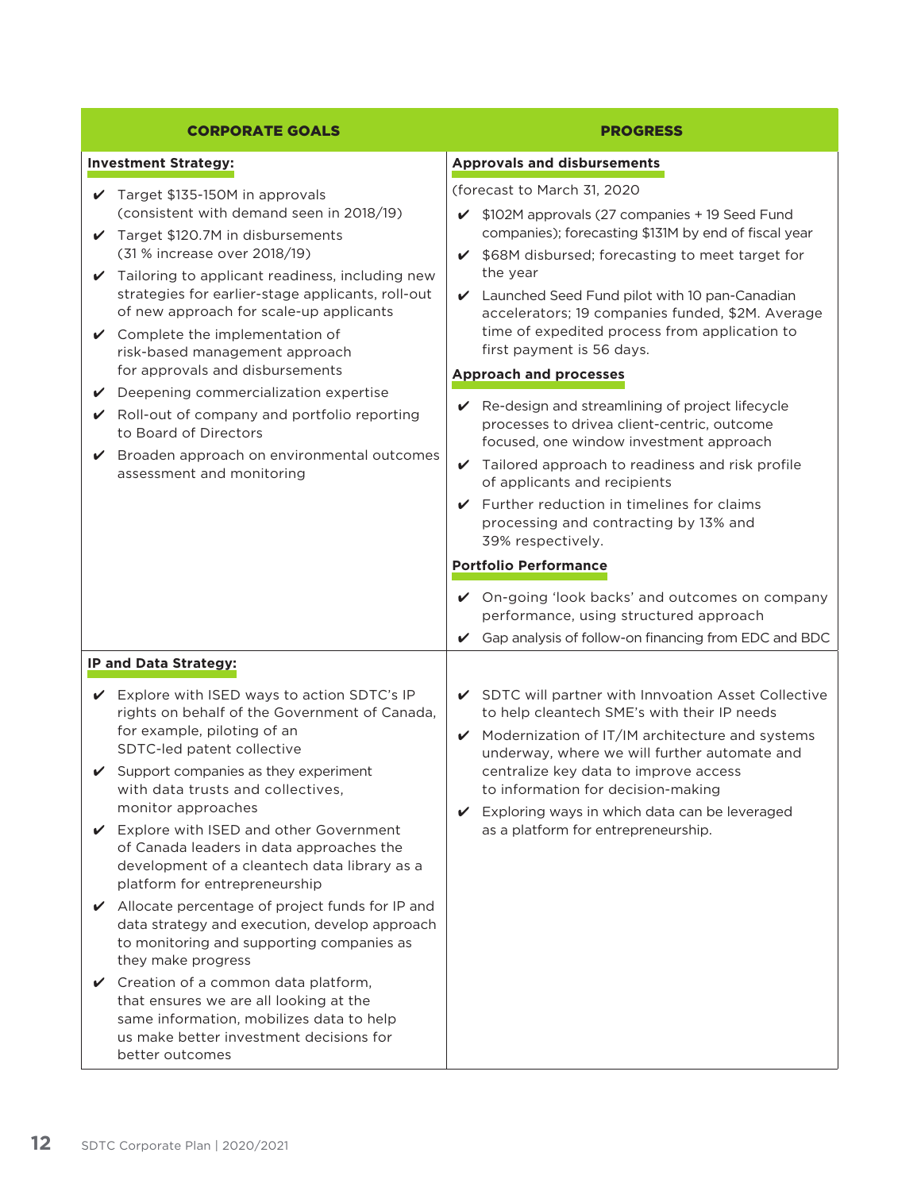| CORPORATE GOALS | PROGRESS |
|---|---|
| **Investment Strategy:**<br>✔ Target $135-150M in approvals (consistent with demand seen in 2018/19)<br>✔ Target $120.7M in disbursements (31 % increase over 2018/19)<br>✔ Tailoring to applicant readiness, including new strategies for earlier-stage applicants, roll-out of new approach for scale-up applicants<br>✔ Complete the implementation of risk-based management approach for approvals and disbursements<br>✔ Deepening commercialization expertise<br>✔ Roll-out of company and portfolio reporting to Board of Directors<br>✔ Broaden approach on environmental outcomes assessment and monitoring | **Approvals and disbursements**<br>(forecast to March 31, 2020<br>✔ $102M approvals (27 companies + 19 Seed Fund companies); forecasting $131M by end of fiscal year<br>✔ $68M disbursed; forecasting to meet target for the year<br>✔ Launched Seed Fund pilot with 10 pan-Canadian accelerators; 19 companies funded, $2M. Average time of expedited process from application to first payment is 56 days.<br>**Approach and processes**<br>✔ Re-design and streamlining of project lifecycle processes to drivea client-centric, outcome focused, one window investment approach<br>✔ Tailored approach to readiness and risk profile of applicants and recipients<br>✔ Further reduction in timelines for claims processing and contracting by 13% and 39% respectively.<br>**Portfolio Performance**<br>✔ On-going 'look backs' and outcomes on company performance, using structured approach<br>✔ Gap analysis of follow-on financing from EDC and BDC |
| **IP and Data Strategy:**<br>✔ Explore with ISED ways to action SDTC's IP rights on behalf of the Government of Canada, for example, piloting of an SDTC-led patent collective<br>✔ Support companies as they experiment with data trusts and collectives, monitor approaches<br>✔ Explore with ISED and other Government of Canada leaders in data approaches the development of a cleantech data library as a platform for entrepreneurship<br>✔ Allocate percentage of project funds for IP and data strategy and execution, develop approach to monitoring and supporting companies as they make progress<br>✔ Creation of a common data platform, that ensures we are all looking at the same information, mobilizes data to help us make better investment decisions for better outcomes | ✔ SDTC will partner with Invoation Asset Collective to help cleantech SME's with their IP needs<br>✔ Modernization of IT/IM architecture and systems underway, where we will further automate and centralize key data to improve access to information for decision-making<br>✔ Exploring ways in which data can be leveraged as a platform for entrepreneurship. |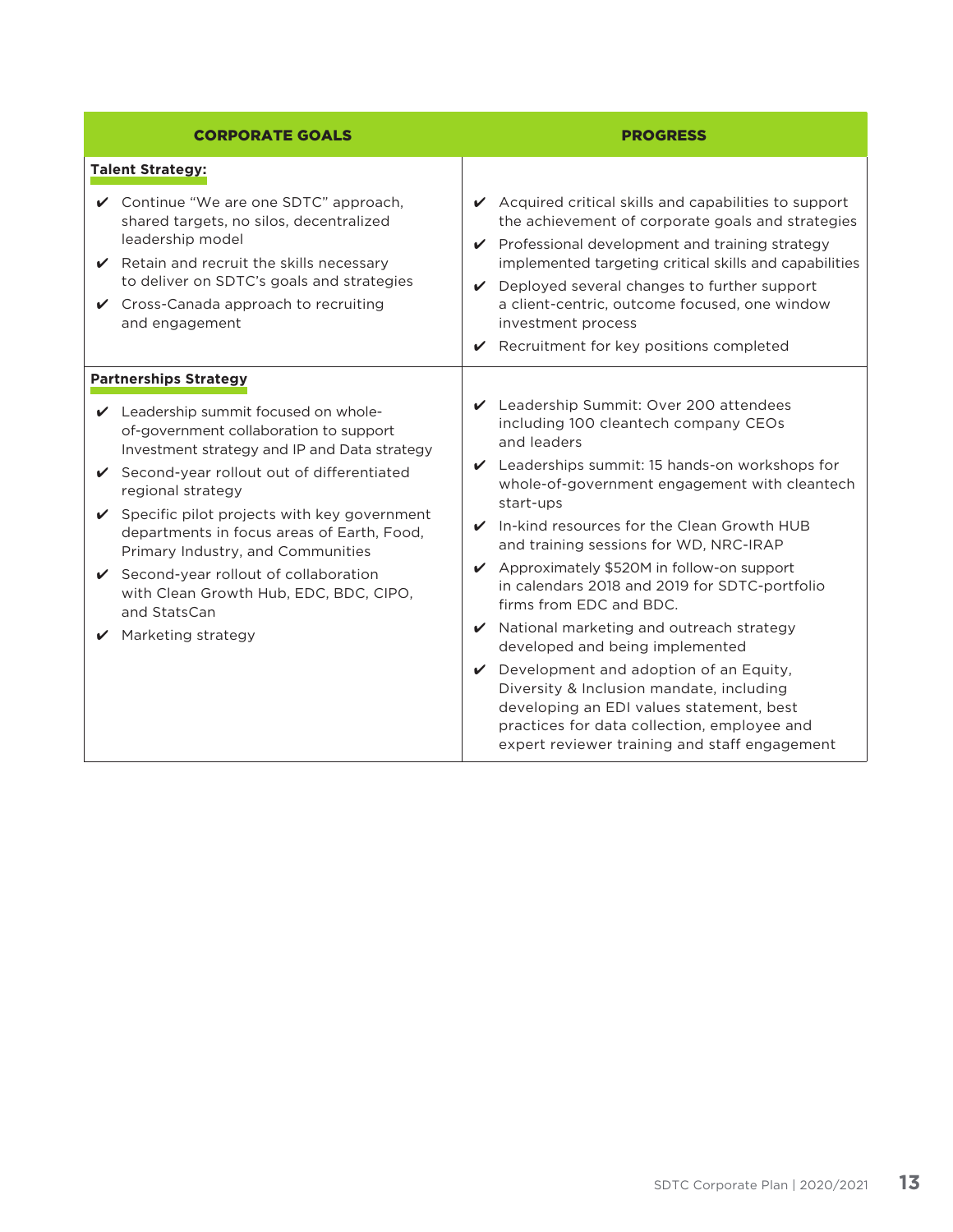| CORPORATE GOALS | PROGRESS |
|---|---|
| **Talent Strategy:**<br>✔ Continue "We are one SDTC" approach, shared targets, no silos, decentralized leadership model<br>✔ Retain and recruit the skills necessary to deliver on SDTC's goals and strategies<br>✔ Cross-Canada approach to recruiting and engagement | ✔ Acquired critical skills and capabilities to support the achievement of corporate goals and strategies<br>✔ Professional development and training strategy implemented targeting critical skills and capabilities<br>✔ Deployed several changes to further support a client-centric, outcome focused, one window investment process<br>✔ Recruitment for key positions completed |
| **Partnerships Strategy**<br>✔ Leadership summit focused on whole-of-government collaboration to support Investment strategy and IP and Data strategy<br>✔ Second-year rollout out of differentiated regional strategy<br>✔ Specific pilot projects with key government departments in focus areas of Earth, Food, Primary Industry, and Communities<br>✔ Second-year rollout of collaboration with Clean Growth Hub, EDC, BDC, CIPO, and StatsCan<br>✔ Marketing strategy | ✔ Leadership Summit: Over 200 attendees including 100 cleantech company CEOs and leaders<br>✔ Leaderships summit: 15 hands-on workshops for whole-of-government engagement with cleantech start-ups<br>✔ In-kind resources for the Clean Growth HUB and training sessions for WD, NRC-IRAP<br>✔ Approximately $520M in follow-on support in calendars 2018 and 2019 for SDTC-portfolio firms from EDC and BDC.<br>✔ National marketing and outreach strategy developed and being implemented<br>✔ Development and adoption of an Equity, Diversity & Inclusion mandate, including developing an EDI values statement, best practices for data collection, employee and expert reviewer training and staff engagement |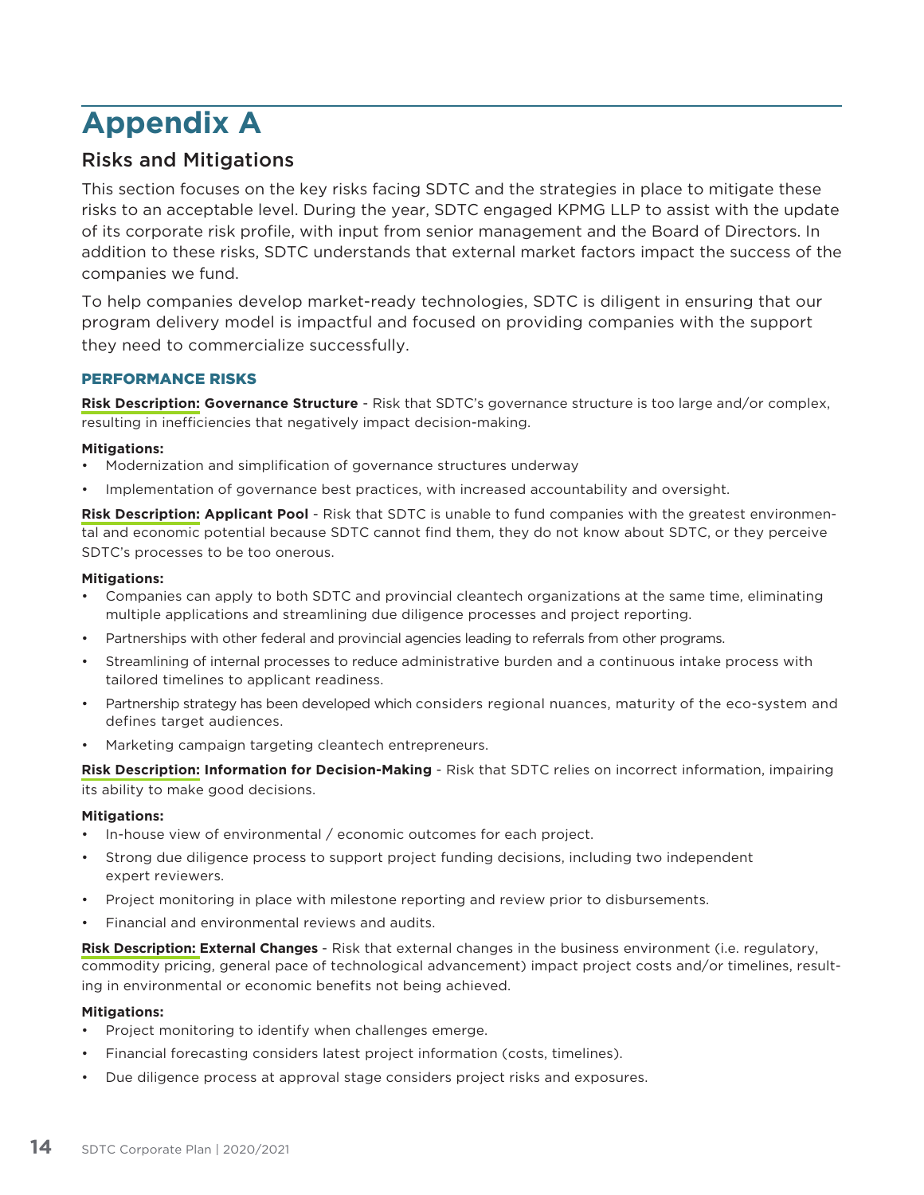# Appendix A

## Risks and Mitigations

This section focuses on the key risks facing SDTC and the strategies in place to mitigate these risks to an acceptable level. During the year, SDTC engaged KPMG LLP to assist with the update of its corporate risk profile, with input from senior management and the Board of Directors. In addition to these risks, SDTC understands that external market factors impact the success of the companies we fund.

To help companies develop market-ready technologies, SDTC is diligent in ensuring that our program delivery model is impactful and focused on providing companies with the support they need to commercialize successfully.

### PERFORMANCE RISKS

**Risk Description: Governance Structure** - Risk that SDTC's governance structure is too large and/or complex, resulting in inefficiencies that negatively impact decision-making.

**Mitigations:**

- Modernization and simplification of governance structures underway
- Implementation of governance best practices, with increased accountability and oversight.

**Risk Description: Applicant Pool** - Risk that SDTC is unable to fund companies with the greatest environmental and economic potential because SDTC cannot find them, they do not know about SDTC, or they perceive SDTC's processes to be too onerous.

**Mitigations:**

- Companies can apply to both SDTC and provincial cleantech organizations at the same time, eliminating multiple applications and streamlining due diligence processes and project reporting.
- Partnerships with other federal and provincial agencies leading to referrals from other programs.
- Streamlining of internal processes to reduce administrative burden and a continuous intake process with tailored timelines to applicant readiness.
- Partnership strategy has been developed which considers regional nuances, maturity of the eco-system and defines target audiences.
- Marketing campaign targeting cleantech entrepreneurs.

**Risk Description: Information for Decision-Making** - Risk that SDTC relies on incorrect information, impairing its ability to make good decisions.

**Mitigations:**

- In-house view of environmental / economic outcomes for each project.
- Strong due diligence process to support project funding decisions, including two independent expert reviewers.
- Project monitoring in place with milestone reporting and review prior to disbursements.
- Financial and environmental reviews and audits.

**Risk Description: External Changes** - Risk that external changes in the business environment (i.e. regulatory, commodity pricing, general pace of technological advancement) impact project costs and/or timelines, resulting in environmental or economic benefits not being achieved.

**Mitigations:**

- Project monitoring to identify when challenges emerge.
- Financial forecasting considers latest project information (costs, timelines).
- Due diligence process at approval stage considers project risks and exposures.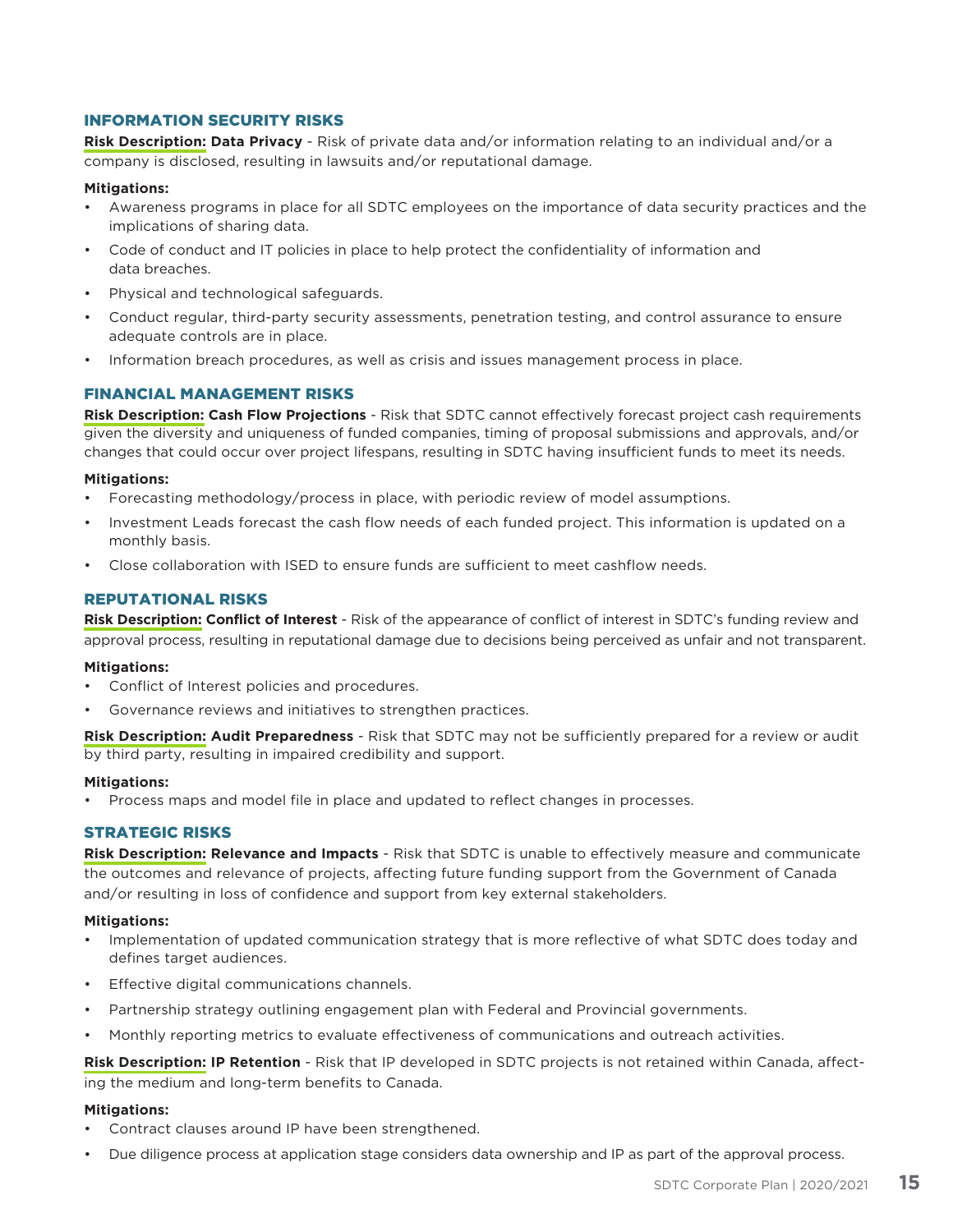## INFORMATION SECURITY RISKS

**Risk Description: Data Privacy** - Risk of private data and/or information relating to an individual and/or a company is disclosed, resulting in lawsuits and/or reputational damage.

**Mitigations:**

- Awareness programs in place for all SDTC employees on the importance of data security practices and the implications of sharing data.
- Code of conduct and IT policies in place to help protect the confidentiality of information and data breaches.
- Physical and technological safeguards.
- Conduct regular, third-party security assessments, penetration testing, and control assurance to ensure adequate controls are in place.
- Information breach procedures, as well as crisis and issues management process in place.

## FINANCIAL MANAGEMENT RISKS

**Risk Description: Cash Flow Projections** - Risk that SDTC cannot effectively forecast project cash requirements given the diversity and uniqueness of funded companies, timing of proposal submissions and approvals, and/or changes that could occur over project lifespans, resulting in SDTC having insufficient funds to meet its needs.

**Mitigations:**

- Forecasting methodology/process in place, with periodic review of model assumptions.
- Investment Leads forecast the cash flow needs of each funded project. This information is updated on a monthly basis.
- Close collaboration with ISED to ensure funds are sufficient to meet cashflow needs.

## REPUTATIONAL RISKS

**Risk Description: Conflict of Interest** - Risk of the appearance of conflict of interest in SDTC's funding review and approval process, resulting in reputational damage due to decisions being perceived as unfair and not transparent.

**Mitigations:**

- Conflict of Interest policies and procedures.
- Governance reviews and initiatives to strengthen practices.

**Risk Description: Audit Preparedness** - Risk that SDTC may not be sufficiently prepared for a review or audit by third party, resulting in impaired credibility and support.

**Mitigations:**

- Process maps and model file in place and updated to reflect changes in processes.

## STRATEGIC RISKS

**Risk Description: Relevance and Impacts** - Risk that SDTC is unable to effectively measure and communicate the outcomes and relevance of projects, affecting future funding support from the Government of Canada and/or resulting in loss of confidence and support from key external stakeholders.

**Mitigations:**

- Implementation of updated communication strategy that is more reflective of what SDTC does today and defines target audiences.
- Effective digital communications channels.
- Partnership strategy outlining engagement plan with Federal and Provincial governments.
- Monthly reporting metrics to evaluate effectiveness of communications and outreach activities.

**Risk Description: IP Retention** - Risk that IP developed in SDTC projects is not retained within Canada, affecting the medium and long-term benefits to Canada.

**Mitigations:**

- Contract clauses around IP have been strengthened.
- Due diligence process at application stage considers data ownership and IP as part of the approval process.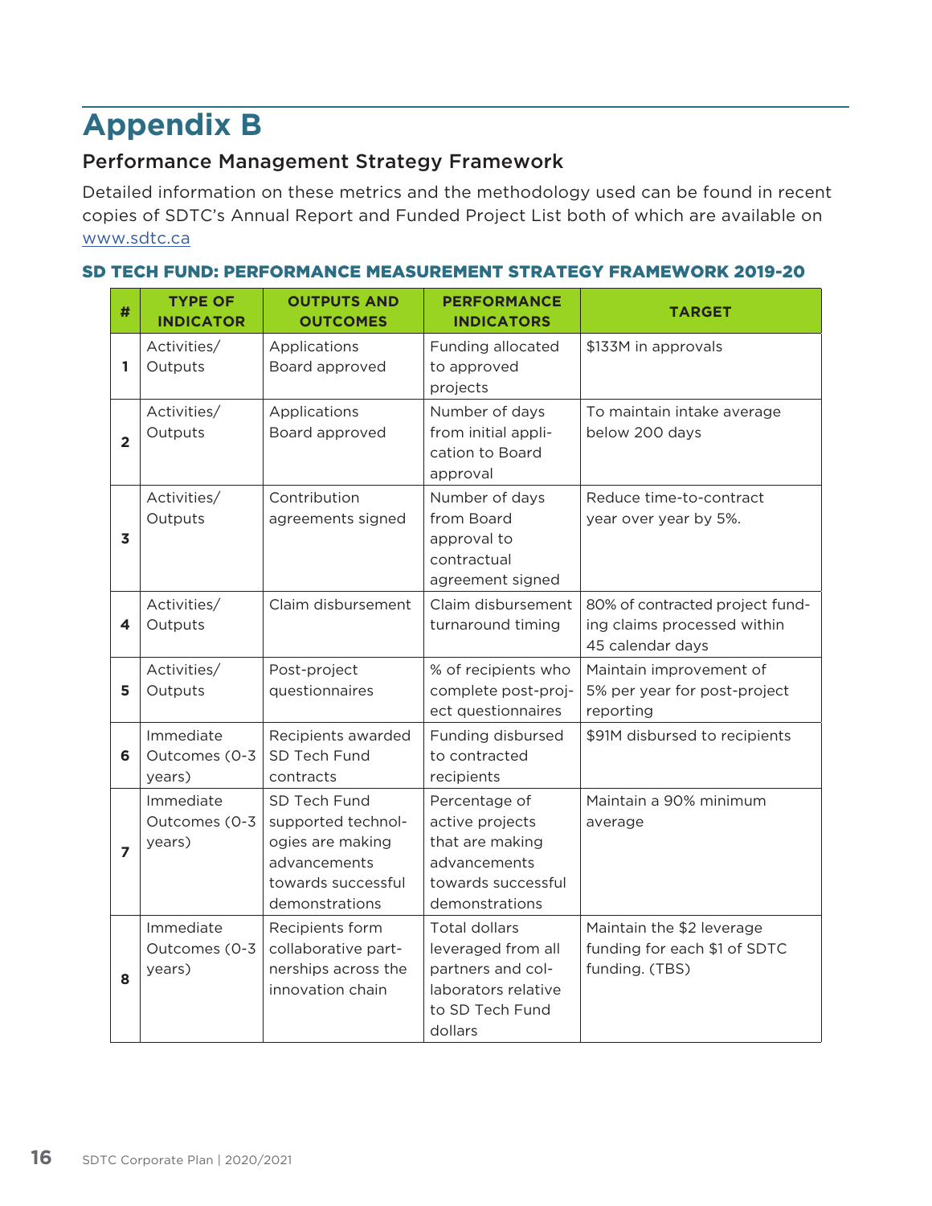# Appendix B

## Performance Management Strategy Framework

Detailed information on these metrics and the methodology used can be found in recent copies of SDTC's Annual Report and Funded Project List both of which are available on www.sdtc.ca

### SD TECH FUND: PERFORMANCE MEASUREMENT STRATEGY FRAMEWORK 2019-20

| # | TYPE OF INDICATOR | OUTPUTS AND OUTCOMES | PERFORMANCE INDICATORS | TARGET |
|---|---|---|---|---|
| 1 | Activities/ Outputs | Applications Board approved | Funding allocated to approved projects | $133M in approvals |
| 2 | Activities/ Outputs | Applications Board approved | Number of days from initial application to Board approval | To maintain intake average below 200 days |
| 3 | Activities/ Outputs | Contribution agreements signed | Number of days from Board approval to contractual agreement signed | Reduce time-to-contract year over year by 5%. |
| 4 | Activities/ Outputs | Claim disbursement | Claim disbursement turnaround timing | 80% of contracted project funding claims processed within 45 calendar days |
| 5 | Activities/ Outputs | Post-project questionnaires | % of recipients who complete post-project questionnaires | Maintain improvement of 5% per year for post-project reporting |
| 6 | Immediate Outcomes (0-3 years) | Recipients awarded SD Tech Fund contracts | Funding disbursed to contracted recipients | $91M disbursed to recipients |
| 7 | Immediate Outcomes (0-3 years) | SD Tech Fund supported technologies are making advancements towards successful demonstrations | Percentage of active projects that are making advancements towards successful demonstrations | Maintain a 90% minimum average |
| 8 | Immediate Outcomes (0-3 years) | Recipients form collaborative partnerships across the innovation chain | Total dollars leveraged from all partners and collaborators relative to SD Tech Fund dollars | Maintain the $2 leverage funding for each $1 of SDTC funding. (TBS) |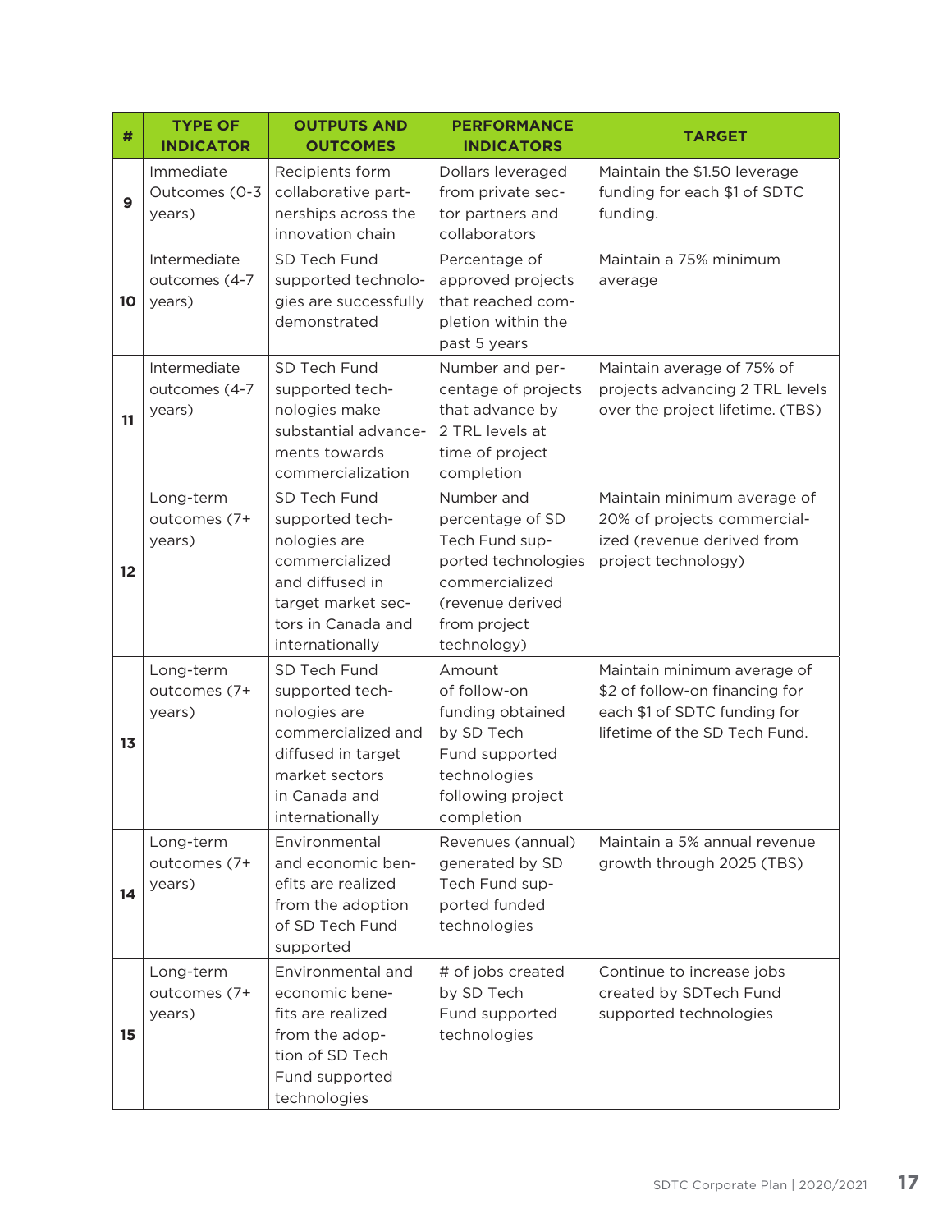| # | TYPE OF INDICATOR | OUTPUTS AND OUTCOMES | PERFORMANCE INDICATORS | TARGET |
|---|---|---|---|---|
| 9 | Immediate Outcomes (0-3 years) | Recipients form collaborative partnerships across the innovation chain | Dollars leveraged from private sector partners and collaborators | Maintain the $1.50 leverage funding for each $1 of SDTC funding. |
| 10 | Intermediate outcomes (4-7 years) | SD Tech Fund supported technologies are successfully demonstrated | Percentage of approved projects that reached completion within the past 5 years | Maintain a 75% minimum average |
| 11 | Intermediate outcomes (4-7 years) | SD Tech Fund supported technologies make substantial advancements towards commercialization | Number and percentage of projects that advance by 2 TRL levels at time of project completion | Maintain average of 75% of projects advancing 2 TRL levels over the project lifetime. (TBS) |
| 12 | Long-term outcomes (7+ years) | SD Tech Fund supported technologies are commercialized and diffused in target market sectors in Canada and internationally | Number and percentage of SD Tech Fund supported technologies commercialized (revenue derived from project technology) | Maintain minimum average of 20% of projects commercialized (revenue derived from project technology) |
| 13 | Long-term outcomes (7+ years) | SD Tech Fund supported technologies are commercialized and diffused in target market sectors in Canada and internationally | Amount of follow-on funding obtained by SD Tech Fund supported technologies following project completion | Maintain minimum average of $2 of follow-on financing for each $1 of SDTC funding for lifetime of the SD Tech Fund. |
| 14 | Long-term outcomes (7+ years) | Environmental and economic benefits are realized from the adoption of SD Tech Fund supported | Revenues (annual) generated by SD Tech Fund supported funded technologies | Maintain a 5% annual revenue growth through 2025 (TBS) |
| 15 | Long-term outcomes (7+ years) | Environmental and economic benefits are realized from the adoption of SD Tech Fund supported technologies | # of jobs created by SD Tech Fund supported technologies | Continue to increase jobs created by SDTech Fund supported technologies |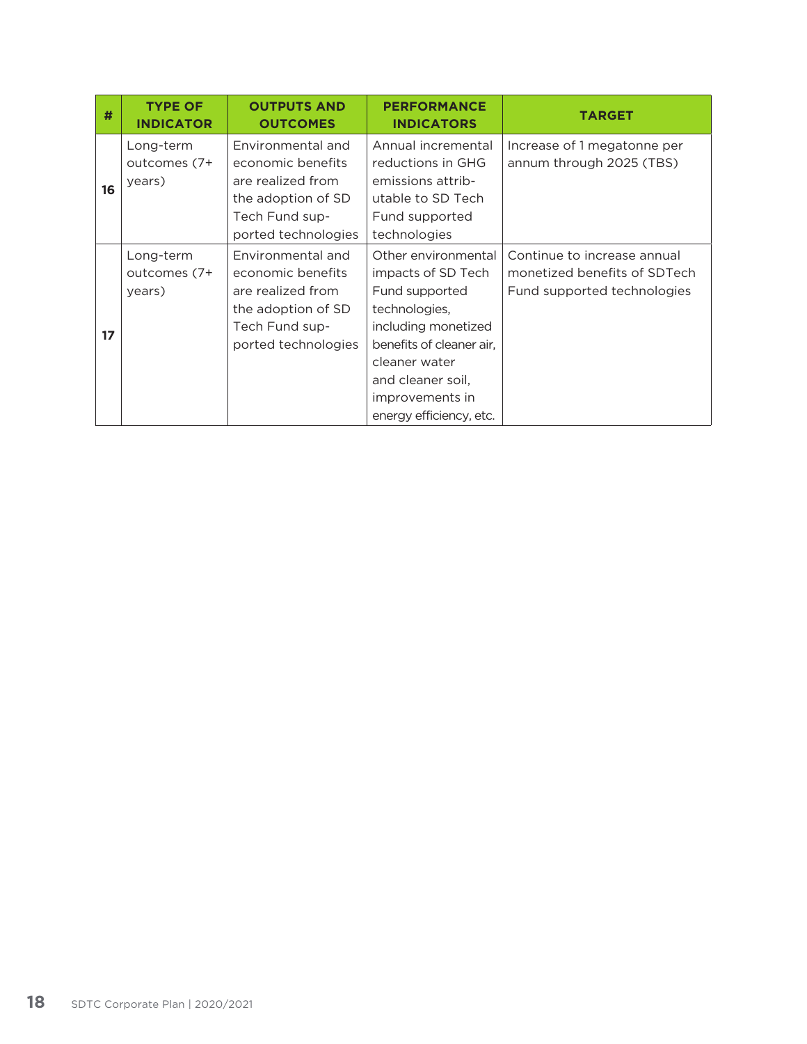| # | TYPE OF INDICATOR | OUTPUTS AND OUTCOMES | PERFORMANCE INDICATORS | TARGET |
|---|---|---|---|---|
| 16 | Long-term outcomes (7+ years) | Environmental and economic benefits are realized from the adoption of SD Tech Fund supported technologies | Annual incremental reductions in GHG emissions attributable to SD Tech Fund supported technologies | Increase of 1 megatonne per annum through 2025 (TBS) |
| 17 | Long-term outcomes (7+ years) | Environmental and economic benefits are realized from the adoption of SD Tech Fund supported technologies | Other environmental impacts of SD Tech Fund supported technologies, including monetized benefits of cleaner air, cleaner water and cleaner soil, improvements in energy efficiency, etc. | Continue to increase annual monetized benefits of SDTech Fund supported technologies |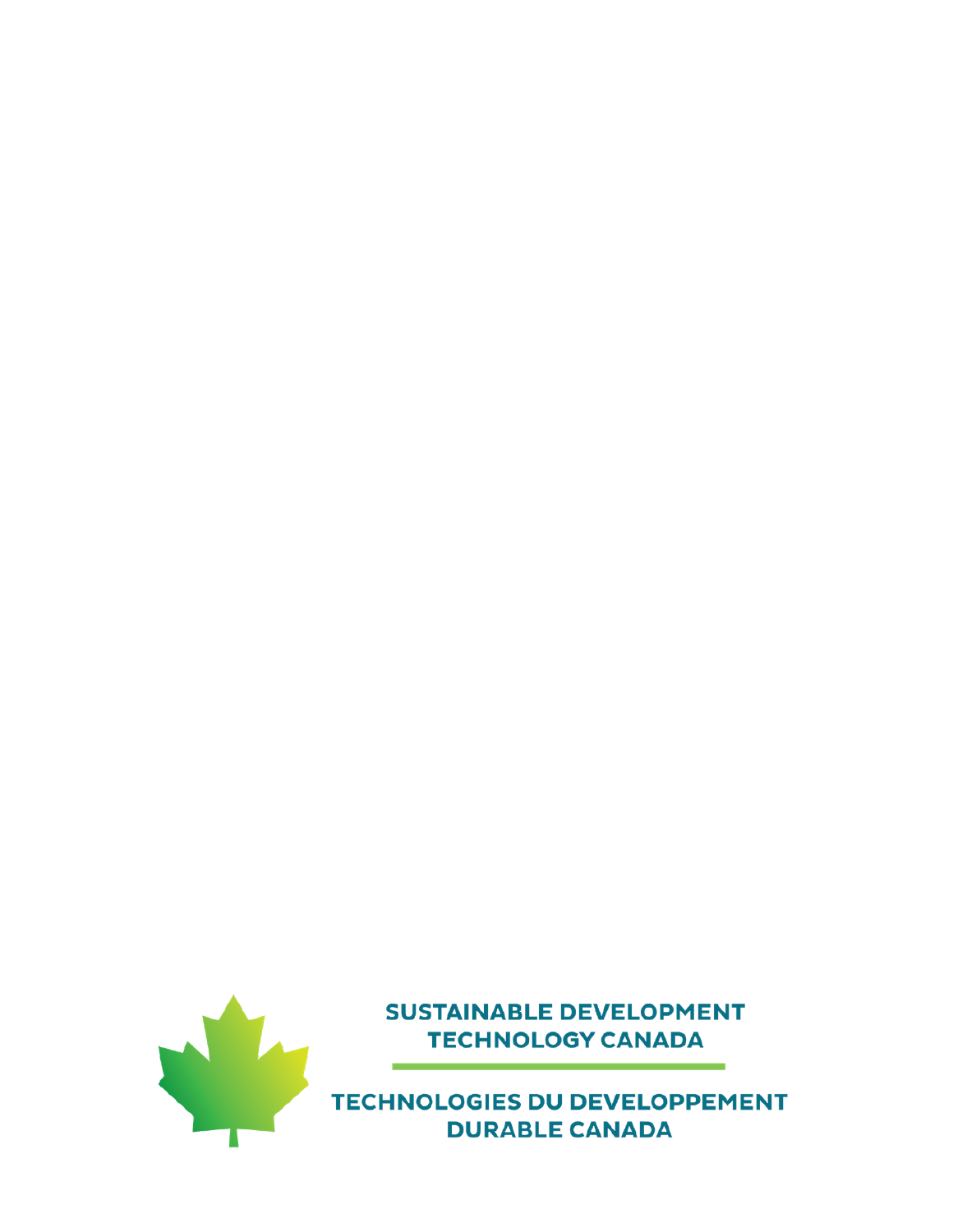SUSTAINABLE DEVELOPMENT TECHNOLOGY CANADA

TECHNOLOGIES DU DEVELOPPEMENT DURABLE CANADA